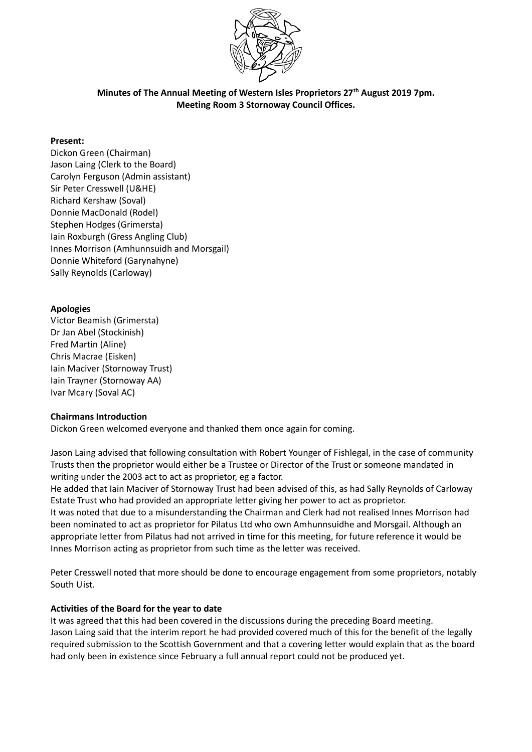**Minutes of The Annual Meeting of Western Isles Proprietors 27th August 2019 7pm.**
**Meeting Room 3 Stornoway Council Offices.**

**Present:**
Dickon Green (Chairman)
Jason Laing (Clerk to the Board)
Carolyn Ferguson (Admin assistant)
Sir Peter Cresswell (U&HE)
Richard Kershaw (Soval)
Donnie MacDonald (Rodel)
Stephen Hodges (Grimersta)
Iain Roxburgh (Gress Angling Club)
Innes Morrison (Amhunnsuidh and Morsgail)
Donnie Whiteford (Garynahyne)
Sally Reynolds (Carloway)

**Apologies**
Victor Beamish (Grimersta)
Dr Jan Abel (Stockinish)
Fred Martin (Aline)
Chris Macrae (Eisken)
Iain Maciver (Stornoway Trust)
Iain Trayner (Stornoway AA)
Ivar Mcary (Soval AC)

**Chairmans Introduction**
Dickon Green welcomed everyone and thanked them once again for coming.

Jason Laing advised that following consultation with Robert Younger of Fishlegal, in the case of community Trusts then the proprietor would either be a Trustee or Director of the Trust or someone mandated in writing under the 2003 act to act as proprietor, eg a factor.
He added that Iain Maciver of Stornoway Trust had been advised of this, as had Sally Reynolds of Carloway Estate Trust who had provided an appropriate letter giving her power to act as proprietor.
It was noted that due to a misunderstanding the Chairman and Clerk had not realised Innes Morrison had been nominated to act as proprietor for Pilatus Ltd who own Amhunnsuidhe and Morsgail. Although an appropriate letter from Pilatus had not arrived in time for this meeting, for future reference it would be Innes Morrison acting as proprietor from such time as the letter was received.

Peter Cresswell noted that more should be done to encourage engagement from some proprietors, notably South Uist.

**Activities of the Board for the year to date**
It was agreed that this had been covered in the discussions during the preceding Board meeting.
Jason Laing said that the interim report he had provided covered much of this for the benefit of the legally required submission to the Scottish Government and that a covering letter would explain that as the board had only been in existence since February a full annual report could not be produced yet.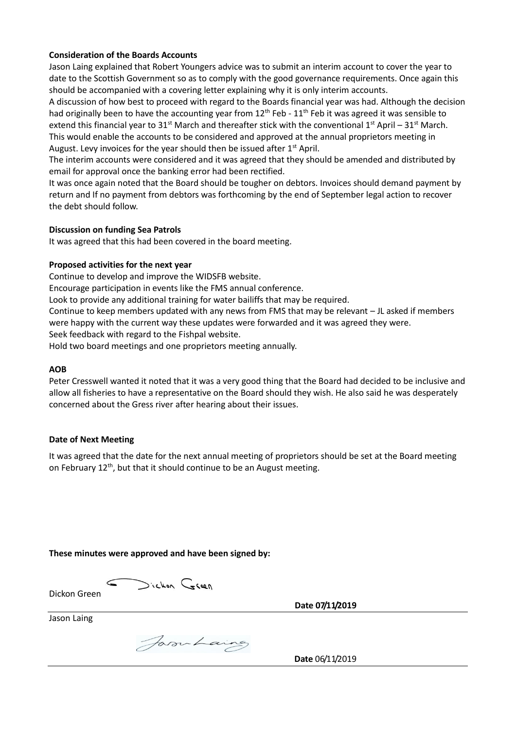**Consideration of the Boards Accounts**

Jason Laing explained that Robert Youngers advice was to submit an interim account to cover the year to date to the Scottish Government so as to comply with the good governance requirements. Once again this should be accompanied with a covering letter explaining why it is only interim accounts.

A discussion of how best to proceed with regard to the Boards financial year was had. Although the decision had originally been to have the accounting year from 12th Feb - 11th Feb it was agreed it was sensible to extend this financial year to 31st March and thereafter stick with the conventional 1st April – 31st March. This would enable the accounts to be considered and approved at the annual proprietors meeting in August. Levy invoices for the year should then be issued after 1st April.

The interim accounts were considered and it was agreed that they should be amended and distributed by email for approval once the banking error had been rectified.

It was once again noted that the Board should be tougher on debtors. Invoices should demand payment by return and If no payment from debtors was forthcoming by the end of September legal action to recover the debt should follow.

**Discussion on funding Sea Patrols**

It was agreed that this had been covered in the board meeting.

**Proposed activities for the next year**

Continue to develop and improve the WIDSFB website.

Encourage participation in events like the FMS annual conference.

Look to provide any additional training for water bailiffs that may be required.

Continue to keep members updated with any news from FMS that may be relevant – JL asked if members were happy with the current way these updates were forwarded and it was agreed they were.

Seek feedback with regard to the Fishpal website.

Hold two board meetings and one proprietors meeting annually.

**AOB**

Peter Cresswell wanted it noted that it was a very good thing that the Board had decided to be inclusive and allow all fisheries to have a representative on the Board should they wish. He also said he was desperately concerned about the Gress river after hearing about their issues.

**Date of Next Meeting**

It was agreed that the date for the next annual meeting of proprietors should be set at the Board meeting on February 12th, but that it should continue to be an August meeting.

**These minutes were approved and have been signed by:**

Dickon Green

**Date 07/11/2019**

Jason Laing

**Date** 06/11/2019